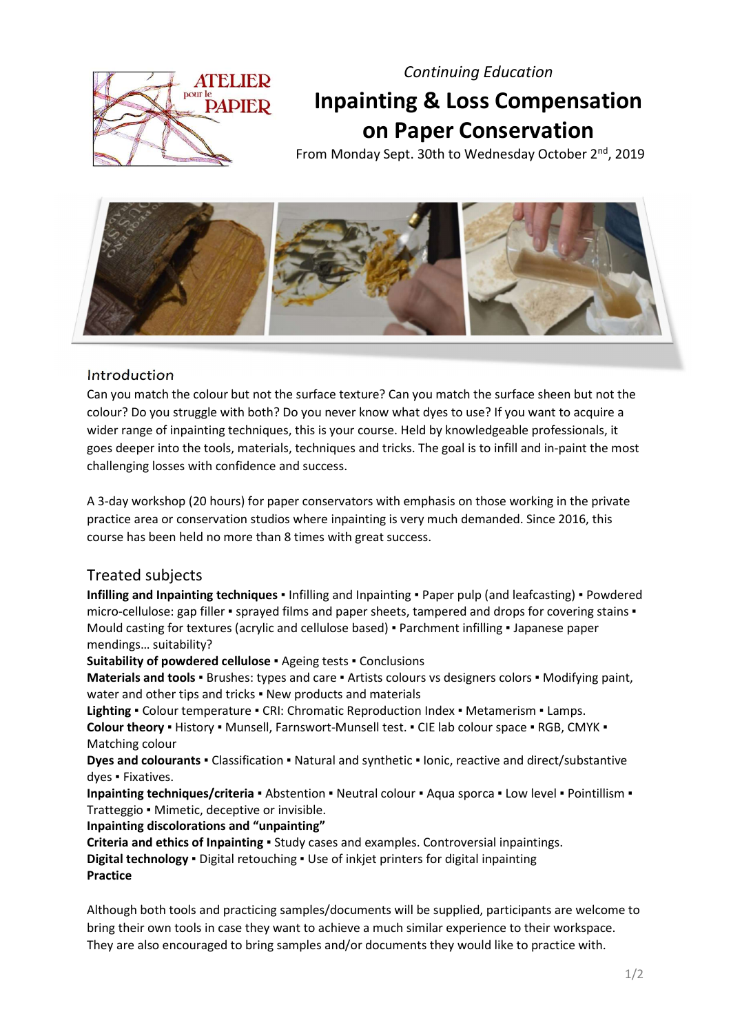*Continuing Education*

# Inpainting & Loss Compensation on Paper Conservation

From Monday Sept. 30th to Wednesday October 2nd, 2019

## Introduction

Can you match the colour but not the surface texture? Can you match the surface sheen but not the colour? Do you struggle with both? Do you never know what dyes to use? If you want to acquire a wider range of inpainting techniques, this is your course. Held by knowledgeable professionals, it goes deeper into the tools, materials, techniques and tricks. The goal is to infill and in-paint the most challenging losses with confidence and success.

A 3-day workshop (20 hours) for paper conservators with emphasis on those working in the private practice area or conservation studios where inpainting is very much demanded. Since 2016, this course has been held no more than 8 times with great success.

## Treated subjects

**Infilling and Inpainting techniques** ▪ Infilling and Inpainting ▪ Paper pulp (and leafcasting) ▪ Powdered micro-cellulose: gap filler ▪ sprayed films and paper sheets, tampered and drops for covering stains ▪ Mould casting for textures (acrylic and cellulose based) ▪ Parchment infilling ▪ Japanese paper mendings… suitability?

**Suitability of powdered cellulose** ▪ Ageing tests ▪ Conclusions

**Materials and tools** ▪ Brushes: types and care ▪ Artists colours vs designers colors ▪ Modifying paint, water and other tips and tricks ▪ New products and materials

**Lighting** ▪ Colour temperature ▪ CRI: Chromatic Reproduction Index ▪ Metamerism ▪ Lamps.

**Colour theory** ▪ History ▪ Munsell, Farnswort-Munsell test. ▪ CIE lab colour space ▪ RGB, CMYK ▪ Matching colour

**Dyes and colourants** ▪ Classification ▪ Natural and synthetic ▪ Ionic, reactive and direct/substantive dyes ▪ Fixatives.

**Inpainting techniques/criteria** ▪ Abstention ▪ Neutral colour ▪ Aqua sporca ▪ Low level ▪ Pointillism ▪ Tratteggio ▪ Mimetic, deceptive or invisible.

**Inpainting discolorations and "unpainting"**

**Criteria and ethics of Inpainting** ▪ Study cases and examples. Controversial inpaintings.

**Digital technology** ▪ Digital retouching ▪ Use of inkjet printers for digital inpainting

**Practice**

Although both tools and practicing samples/documents will be supplied, participants are welcome to bring their own tools in case they want to achieve a much similar experience to their workspace. They are also encouraged to bring samples and/or documents they would like to practice with.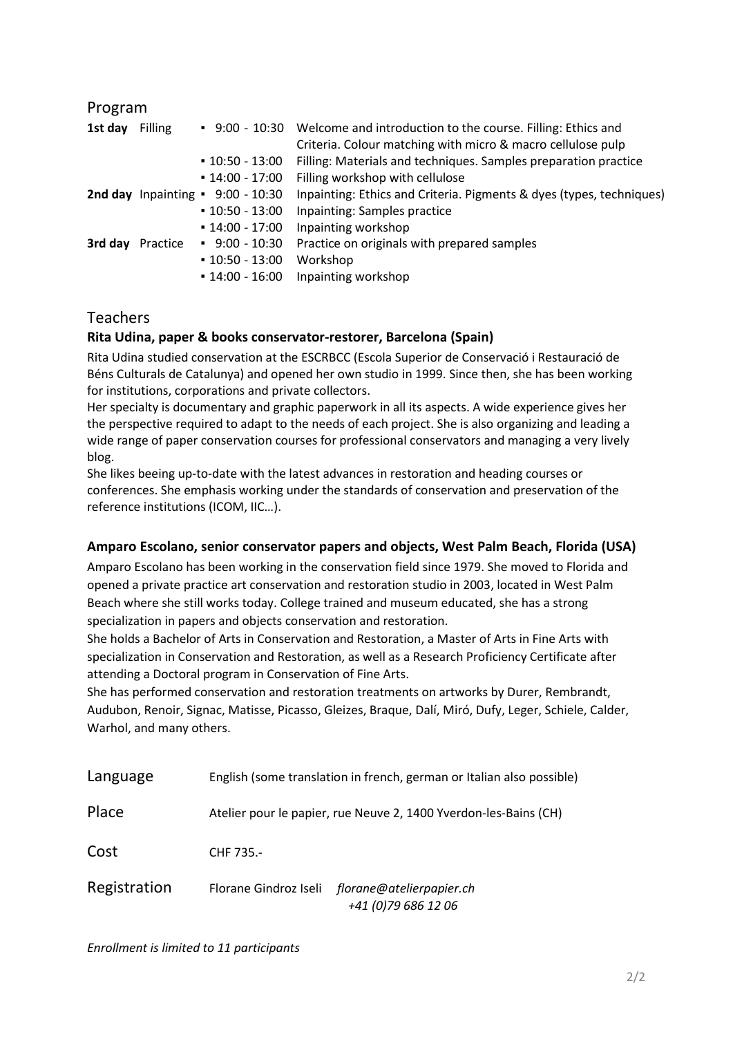## Program

| | | | |
|---|---|---|---|
| **1st day** | Filling | ▪ 9:00 - 10:30 | Welcome and introduction to the course. Filling: Ethics and Criteria. Colour matching with micro & macro cellulose pulp |
| | | ▪ 10:50 - 13:00 | Filling: Materials and techniques. Samples preparation practice |
| | | ▪ 14:00 - 17:00 | Filling workshop with cellulose |
| **2nd day** | Inpainting | ▪ 9:00 - 10:30 | Inpainting: Ethics and Criteria. Pigments & dyes (types, techniques) |
| | | ▪ 10:50 - 13:00 | Inpainting: Samples practice |
| | | ▪ 14:00 - 17:00 | Inpainting workshop |
| **3rd day** | Practice | ▪ 9:00 - 10:30 | Practice on originals with prepared samples |
| | | ▪ 10:50 - 13:00 | Workshop |
| | | ▪ 14:00 - 16:00 | Inpainting workshop |

## Teachers

### Rita Udina, paper & books conservator-restorer, Barcelona (Spain)

Rita Udina studied conservation at the ESCRBCC (Escola Superior de Conservació i Restauració de Béns Culturals de Catalunya) and opened her own studio in 1999. Since then, she has been working for institutions, corporations and private collectors.
Her specialty is documentary and graphic paperwork in all its aspects. A wide experience gives her the perspective required to adapt to the needs of each project. She is also organizing and leading a wide range of paper conservation courses for professional conservators and managing a very lively blog.
She likes beeing up-to-date with the latest advances in restoration and heading courses or conferences. She emphasis working under the standards of conservation and preservation of the reference institutions (ICOM, IIC…).

### Amparo Escolano, senior conservator papers and objects, West Palm Beach, Florida (USA)

Amparo Escolano has been working in the conservation field since 1979. She moved to Florida and opened a private practice art conservation and restoration studio in 2003, located in West Palm Beach where she still works today. College trained and museum educated, she has a strong specialization in papers and objects conservation and restoration.
She holds a Bachelor of Arts in Conservation and Restoration, a Master of Arts in Fine Arts with specialization in Conservation and Restoration, as well as a Research Proficiency Certificate after attending a Doctoral program in Conservation of Fine Arts.
She has performed conservation and restoration treatments on artworks by Durer, Rembrandt, Audubon, Renoir, Signac, Matisse, Picasso, Gleizes, Braque, Dalí, Miró, Dufy, Leger, Schiele, Calder, Warhol, and many others.

| | |
|---|---|
| Language | English (some translation in french, german or Italian also possible) |
| Place | Atelier pour le papier, rue Neuve 2, 1400 Yverdon-les-Bains (CH) |
| Cost | CHF 735.- |
| Registration | Florane Gindroz Iseli *florane@atelierpapier.ch* *+41 (0)79 686 12 06* |

*Enrollment is limited to 11 participants*